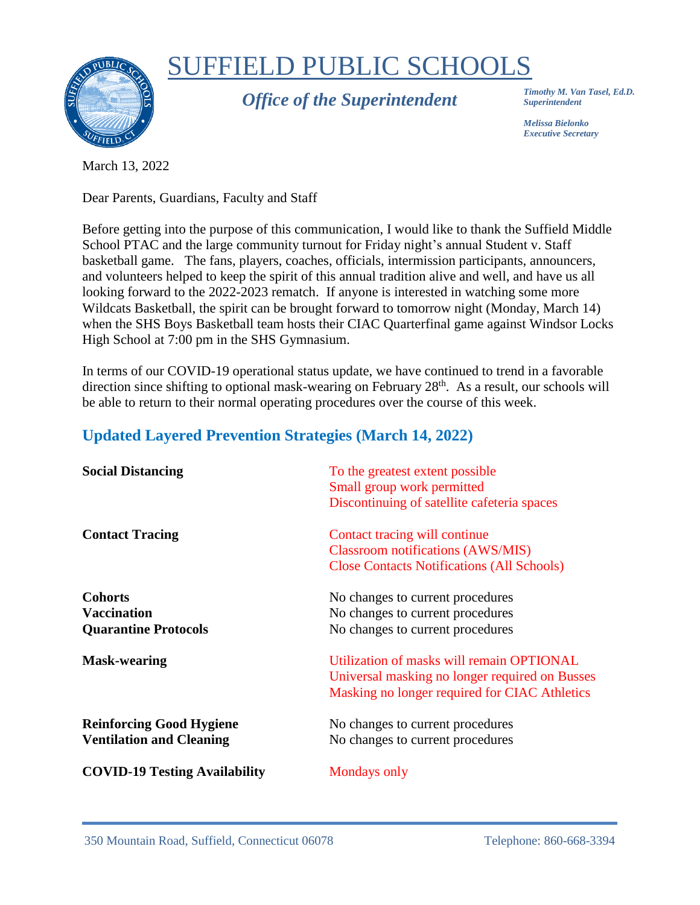# SUFFIELD PUBLIC SCHOOLS

## *Office of the Superintendent*

***Timothy M. Van Tasel, Ed.D.***
***Superintendent***

***Melissa Bielonko***
***Executive Secretary***

March 13, 2022

Dear Parents, Guardians, Faculty and Staff

Before getting into the purpose of this communication, I would like to thank the Suffield Middle School PTAC and the large community turnout for Friday night's annual Student v. Staff basketball game. The fans, players, coaches, officials, intermission participants, announcers, and volunteers helped to keep the spirit of this annual tradition alive and well, and have us all looking forward to the 2022-2023 rematch. If anyone is interested in watching some more Wildcats Basketball, the spirit can be brought forward to tomorrow night (Monday, March 14) when the SHS Boys Basketball team hosts their CIAC Quarterfinal game against Windsor Locks High School at 7:00 pm in the SHS Gymnasium.

In terms of our COVID-19 operational status update, we have continued to trend in a favorable direction since shifting to optional mask-wearing on February 28th. As a result, our schools will be able to return to their normal operating procedures over the course of this week.

## Updated Layered Prevention Strategies (March 14, 2022)

| | |
|---|---|
| **Social Distancing** | To the greatest extent possible<br>Small group work permitted<br>Discontinuing of satellite cafeteria spaces |
| **Contact Tracing** | Contact tracing will continue<br>Classroom notifications (AWS/MIS)<br>Close Contacts Notifications (All Schools) |
| **Cohorts** | No changes to current procedures |
| **Vaccination** | No changes to current procedures |
| **Quarantine Protocols** | No changes to current procedures |
| **Mask-wearing** | Utilization of masks will remain OPTIONAL<br>Universal masking no longer required on Busses<br>Masking no longer required for CIAC Athletics |
| **Reinforcing Good Hygiene** | No changes to current procedures |
| **Ventilation and Cleaning** | No changes to current procedures |
| **COVID-19 Testing Availability** | Mondays only |

350 Mountain Road, Suffield, Connecticut 06078 Telephone: 860-668-3394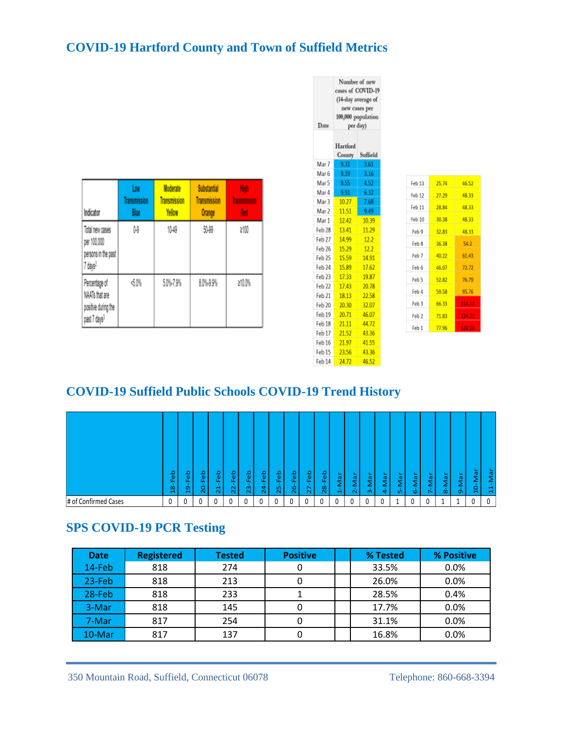## COVID-19 Hartford County and Town of Suffield Metrics

| Indicator | Low Transmission Blue | Moderate Transmission Yellow | Substantial Transmission Orange | High Transmission Red |
|---|---|---|---|---|
| Total new cases per 100,000 persons in the past 7 days[2] | 0-9 | 10-49 | 50-99 | ≥100 |
| Percentage of NAATs that are positive during the past 7 days[3] | <5.0% | 5.0%-7.9% | 8.0%-9.9% | ≥10.0% |

| Date | Number of new cases of COVID-19 (14-day average of new cases per 100,000 population per day) | |
|---|---|---|
| | Hartford County | Suffield |
| Mar 7 | 9.31 | 3.61 |
| Mar 6 | 9.19 | 3.16 |
| Mar 5 | 9.55 | 4.52 |
| Mar 4 | 9.91 | 6.32 |
| Mar 3 | 10.27 | 7.68 |
| Mar 2 | 11.51 | 9.49 |
| Mar 1 | 12.42 | 10.39 |
| Feb 28 | 13.41 | 11.29 |
| Feb 27 | 14.99 | 12.2 |
| Feb 26 | 15.29 | 12.2 |
| Feb 25 | 15.59 | 14.91 |
| Feb 24 | 15.89 | 17.62 |
| Feb 23 | 17.33 | 19.87 |
| Feb 22 | 17.43 | 20.78 |
| Feb 21 | 18.13 | 22.58 |
| Feb 20 | 20.30 | 32.07 |
| Feb 19 | 20.71 | 46.07 |
| Feb 18 | 21.11 | 44.72 |
| Feb 17 | 21.52 | 43.36 |
| Feb 16 | 21.97 | 41.55 |
| Feb 15 | 23.56 | 43.36 |
| Feb 14 | 24.72 | 46.52 |
| Feb 13 | 25.74 | 46.52 |
| Feb 12 | 27.29 | 48.33 |
| Feb 11 | 28.84 | 48.33 |
| Feb 10 | 30.38 | 48.33 |
| Feb 9 | 32.83 | 48.33 |
| Feb 8 | 36.38 | 54.2 |
| Feb 7 | 40.22 | 61.43 |
| Feb 6 | 46.07 | 72.72 |
| Feb 5 | 52.82 | 76.79 |
| Feb 4 | 59.58 | 95.76 |
| Feb 3 | 66.33 | 114.73 |
| Feb 2 | 71.83 | 124.21 |
| Feb 1 | 77.96 | 128.28 |

## COVID-19 Suffield Public Schools COVID-19 Trend History

| | 18-Feb | 19-Feb | 20-Feb | 21-Feb | 22-Feb | 23-Feb | 24-Feb | 25-Feb | 26-Feb | 27-Feb | 28-Feb | 1-Mar | 2-Mar | 3-Mar | 4-Mar | 5-Mar | 6-Mar | 7-Mar | 8-Mar | 9-Mar | 10-Mar | 11-Mar |
|---|---|---|---|---|---|---|---|---|---|---|---|---|---|---|---|---|---|---|---|---|---|---|
| # of Confirmed Cases | 0 | 0 | 0 | 0 | 0 | 0 | 0 | 0 | 0 | 0 | 0 | 0 | 0 | 0 | 0 | 1 | 0 | 0 | 1 | 1 | 0 | 0 |

## SPS COVID-19 PCR Testing

| Date | Registered | Tested | Positive | | % Tested | % Positive |
|---|---|---|---|---|---|---|
| 14-Feb | 818 | 274 | 0 | | 33.5% | 0.0% |
| 23-Feb | 818 | 213 | 0 | | 26.0% | 0.0% |
| 28-Feb | 818 | 233 | 1 | | 28.5% | 0.4% |
| 3-Mar | 818 | 145 | 0 | | 17.7% | 0.0% |
| 7-Mar | 817 | 254 | 0 | | 31.1% | 0.0% |
| 10-Mar | 817 | 137 | 0 | | 16.8% | 0.0% |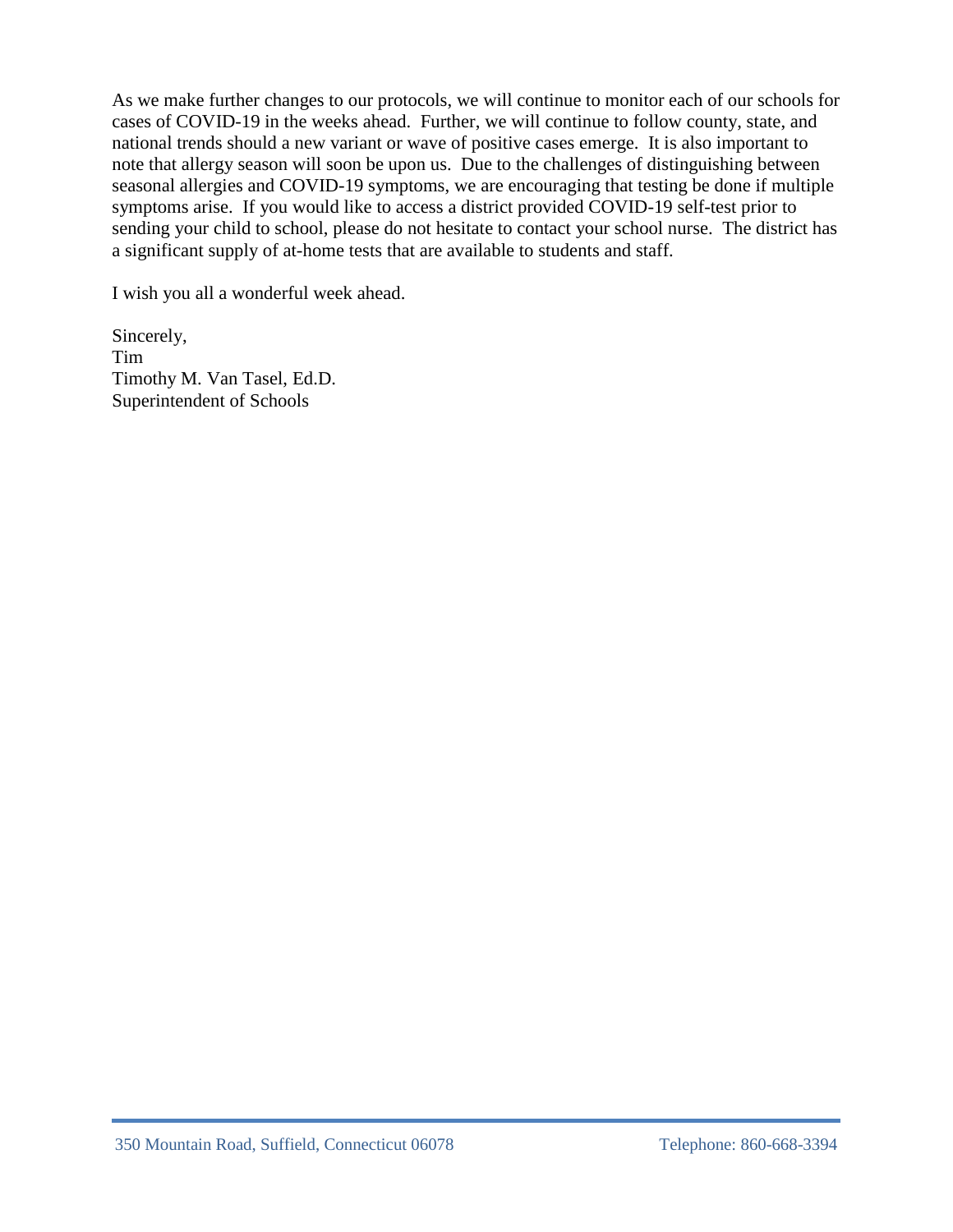As we make further changes to our protocols, we will continue to monitor each of our schools for cases of COVID-19 in the weeks ahead. Further, we will continue to follow county, state, and national trends should a new variant or wave of positive cases emerge. It is also important to note that allergy season will soon be upon us. Due to the challenges of distinguishing between seasonal allergies and COVID-19 symptoms, we are encouraging that testing be done if multiple symptoms arise. If you would like to access a district provided COVID-19 self-test prior to sending your child to school, please do not hesitate to contact your school nurse. The district has a significant supply of at-home tests that are available to students and staff.

I wish you all a wonderful week ahead.

Sincerely,
Tim
Timothy M. Van Tasel, Ed.D.
Superintendent of Schools